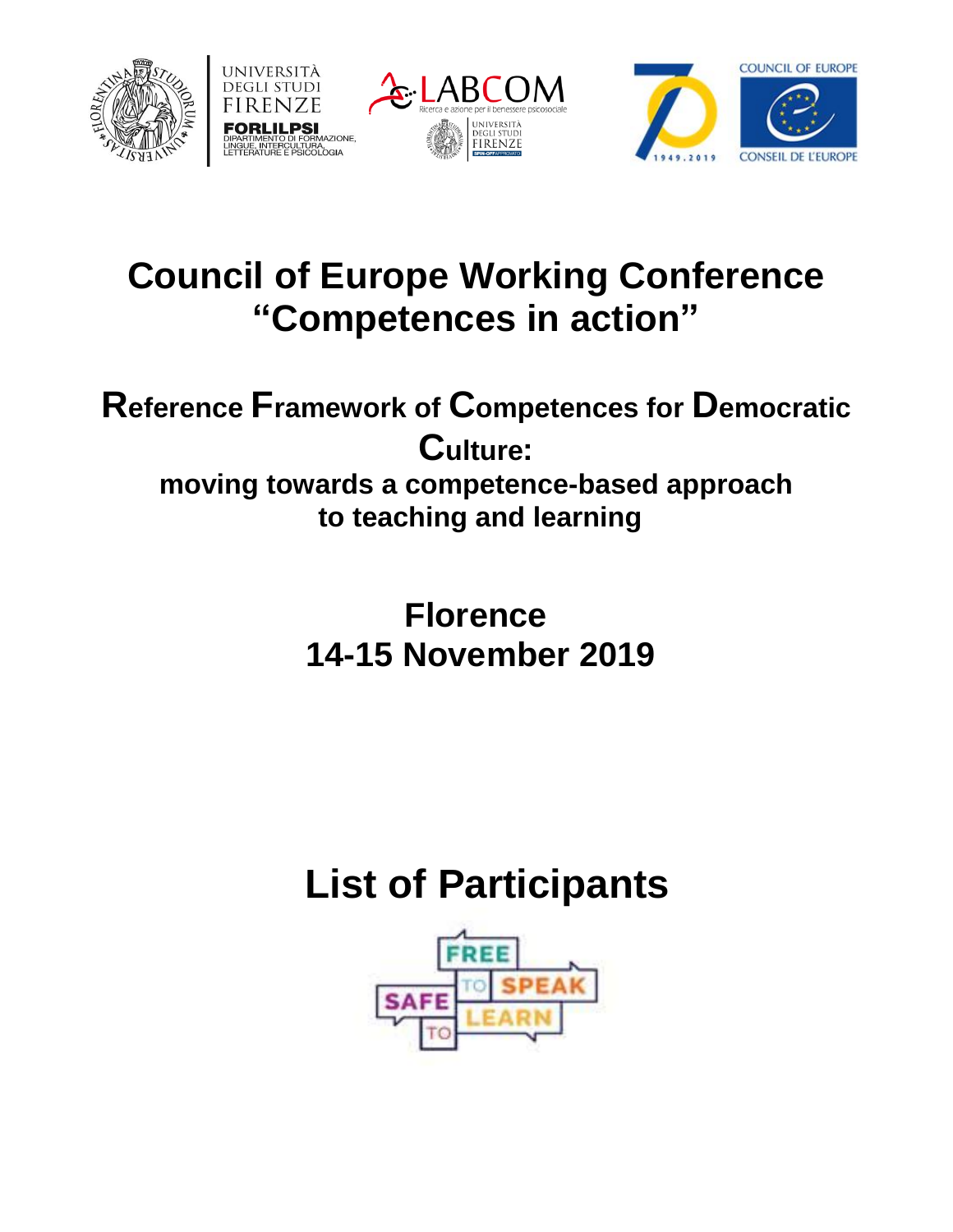# Council of Europe Working Conference "Competences in action"

## Reference Framework of Competences for Democratic Culture:

### moving towards a competence-based approach to teaching and learning

**Florence**
**14-15 November 2019**

# List of Participants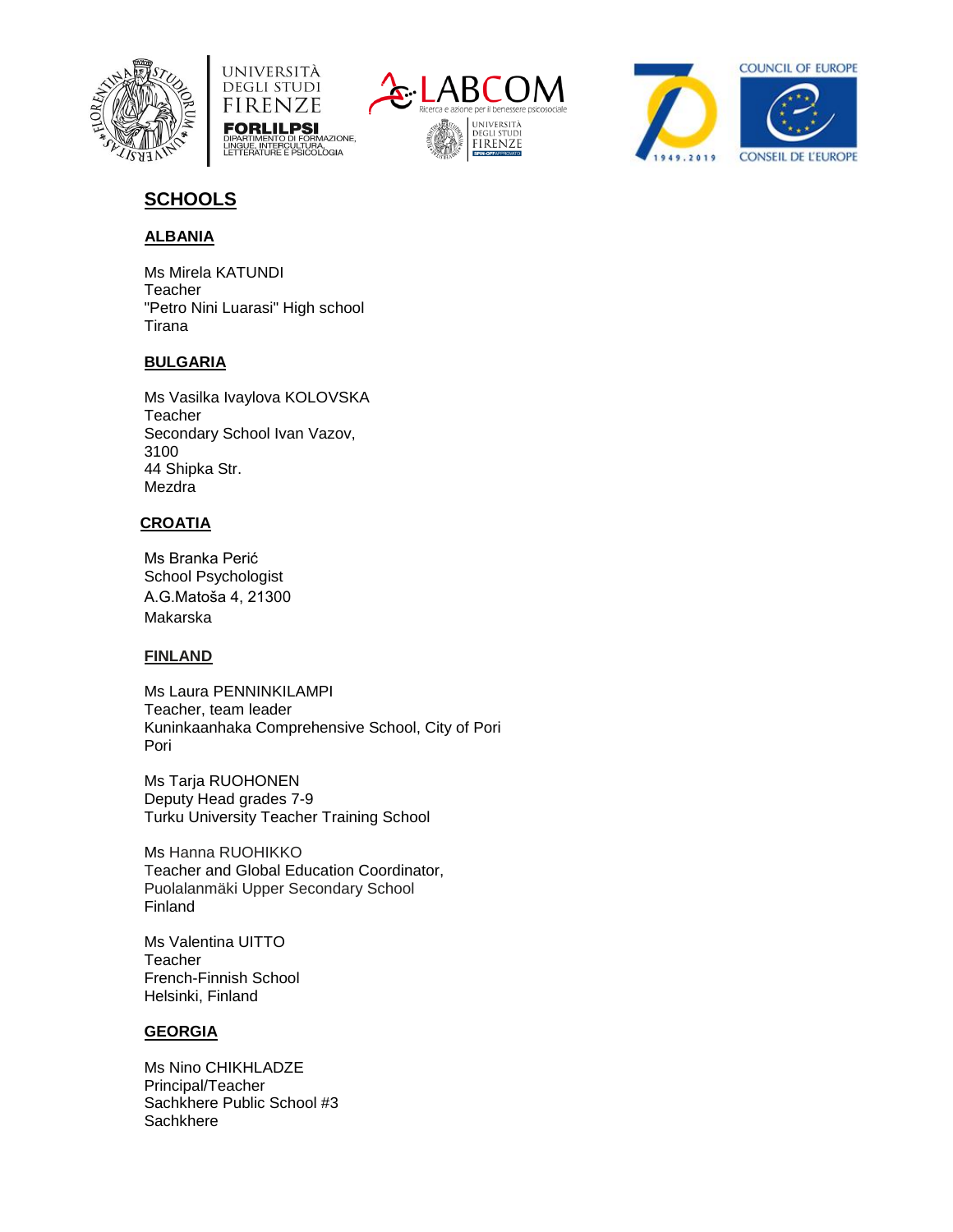# SCHOOLS

## ALBANIA

Ms Mirela KATUNDI
Teacher
"Petro Nini Luarasi" High school
Tirana

## BULGARIA

Ms Vasilka Ivaylova KOLOVSKA
Teacher
Secondary School Ivan Vazov,
3100
44 Shipka Str.
Mezdra

## CROATIA

Ms Branka Perić
School Psychologist
A.G.Matoša 4, 21300
Makarska

## FINLAND

Ms Laura PENNINKILAMPI
Teacher, team leader
Kuninkaanhaka Comprehensive School, City of Pori
Pori

Ms Tarja RUOHONEN
Deputy Head grades 7-9
Turku University Teacher Training School

Ms Hanna RUOHIKKO
Teacher and Global Education Coordinator,
Puolalanmäki Upper Secondary School
Finland

Ms Valentina UITTO
Teacher
French-Finnish School
Helsinki, Finland

## GEORGIA

Ms Nino CHIKHLADZE
Principal/Teacher
Sachkhere Public School #3
Sachkhere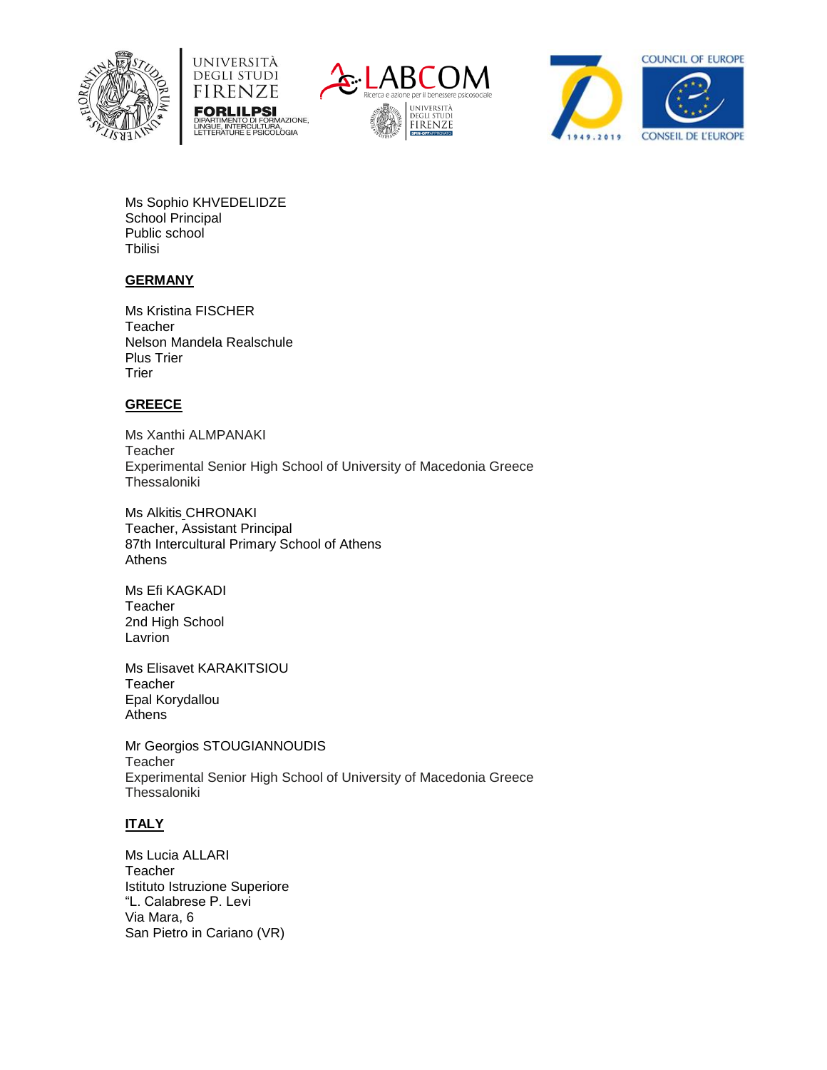Ms Sophio KHVEDELIDZE  
School Principal  
Public school  
Tbilisi

**GERMANY**

Ms Kristina FISCHER  
Teacher  
Nelson Mandela Realschule  
Plus Trier  
Trier

**GREECE**

Ms Xanthi ALMPANAKI  
Teacher  
Experimental Senior High School of University of Macedonia Greece  
Thessaloniki

Ms Alkitis CHRONAKI  
Teacher, Assistant Principal  
87th Intercultural Primary School of Athens  
Athens

Ms Efi KAGKADI  
Teacher  
2nd High School  
Lavrion

Ms Elisavet KARAKITSIOU  
Teacher  
Epal Korydallou  
Athens

Mr Georgios STOUGIANNOUDIS  
Teacher  
Experimental Senior High School of University of Macedonia Greece  
Thessaloniki

**ITALY**

Ms Lucia ALLARI  
Teacher  
Istituto Istruzione Superiore  
"L. Calabrese P. Levi  
Via Mara, 6  
San Pietro in Cariano (VR)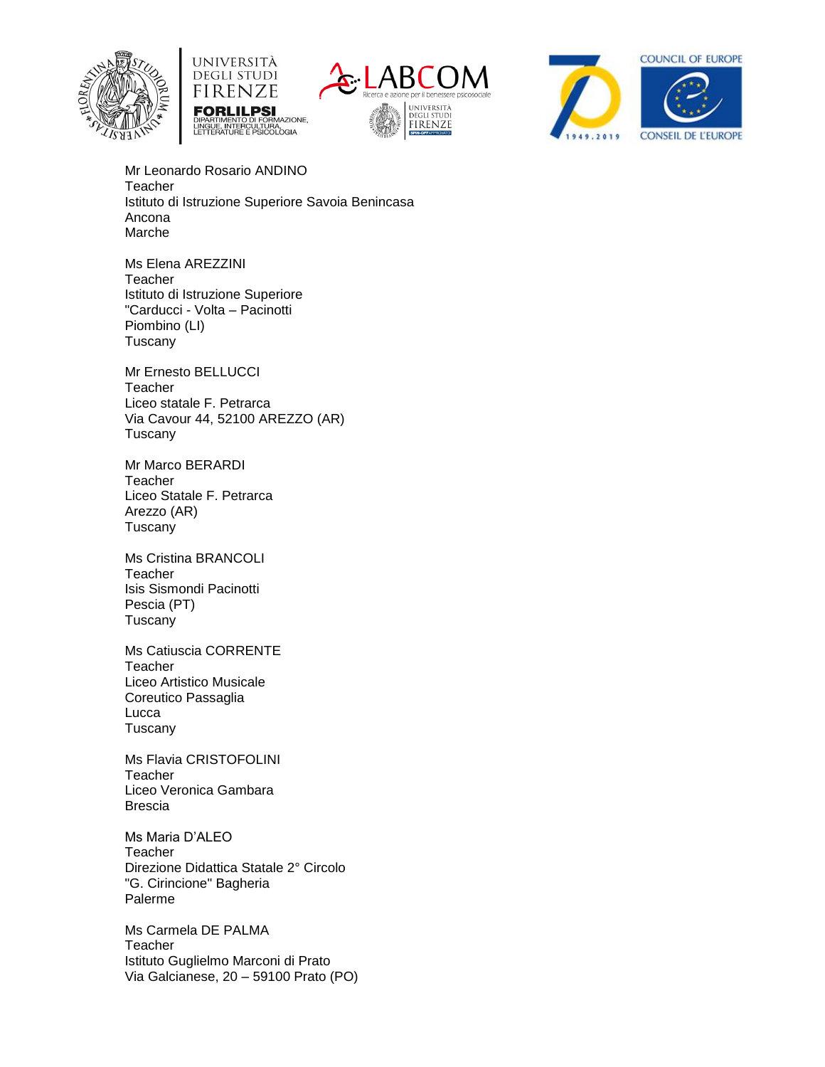Mr Leonardo Rosario ANDINO
Teacher
Istituto di Istruzione Superiore Savoia Benincasa
Ancona
Marche

Ms Elena AREZZINI
Teacher
Istituto di Istruzione Superiore
"Carducci - Volta – Pacinotti
Piombino (LI)
Tuscany

Mr Ernesto BELLUCCI
Teacher
Liceo statale F. Petrarca
Via Cavour 44, 52100 AREZZO (AR)
Tuscany

Mr Marco BERARDI
Teacher
Liceo Statale F. Petrarca
Arezzo (AR)
Tuscany

Ms Cristina BRANCOLI
Teacher
Isis Sismondi Pacinotti
Pescia (PT)
Tuscany

Ms Catiuscia CORRENTE
Teacher
Liceo Artistico Musicale
Coreutico Passaglia
Lucca
Tuscany

Ms Flavia CRISTOFOLINI
Teacher
Liceo Veronica Gambara
Brescia

Ms Maria D'ALEO
Teacher
Direzione Didattica Statale 2° Circolo
"G. Cirincione" Bagheria
Palerme

Ms Carmela DE PALMA
Teacher
Istituto Guglielmo Marconi di Prato
Via Galcianese, 20 – 59100 Prato (PO)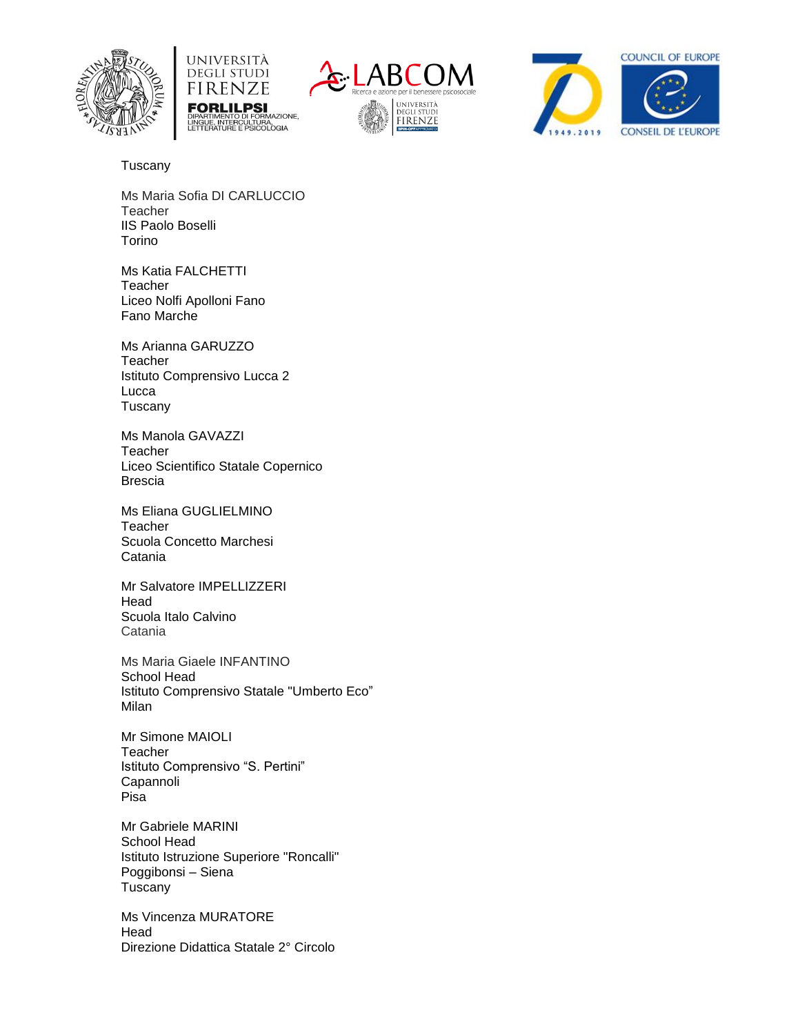Tuscany

Ms Maria Sofia DI CARLUCCIO
Teacher
IIS Paolo Boselli
Torino

Ms Katia FALCHETTI
Teacher
Liceo Nolfi Apolloni Fano
Fano Marche

Ms Arianna GARUZZO
Teacher
Istituto Comprensivo Lucca 2
Lucca
Tuscany

Ms Manola GAVAZZI
Teacher
Liceo Scientifico Statale Copernico
Brescia

Ms Eliana GUGLIELMINO
Teacher
Scuola Concetto Marchesi
Catania

Mr Salvatore IMPELLIZZERI
Head
Scuola Italo Calvino
Catania

Ms Maria Giaele INFANTINO
School Head
Istituto Comprensivo Statale "Umberto Eco"
Milan

Mr Simone MAIOLI
Teacher
Istituto Comprensivo “S. Pertini”
Capannoli
Pisa

Mr Gabriele MARINI
School Head
Istituto Istruzione Superiore "Roncalli"
Poggibonsi – Siena
Tuscany

Ms Vincenza MURATORE
Head
Direzione Didattica Statale 2° Circolo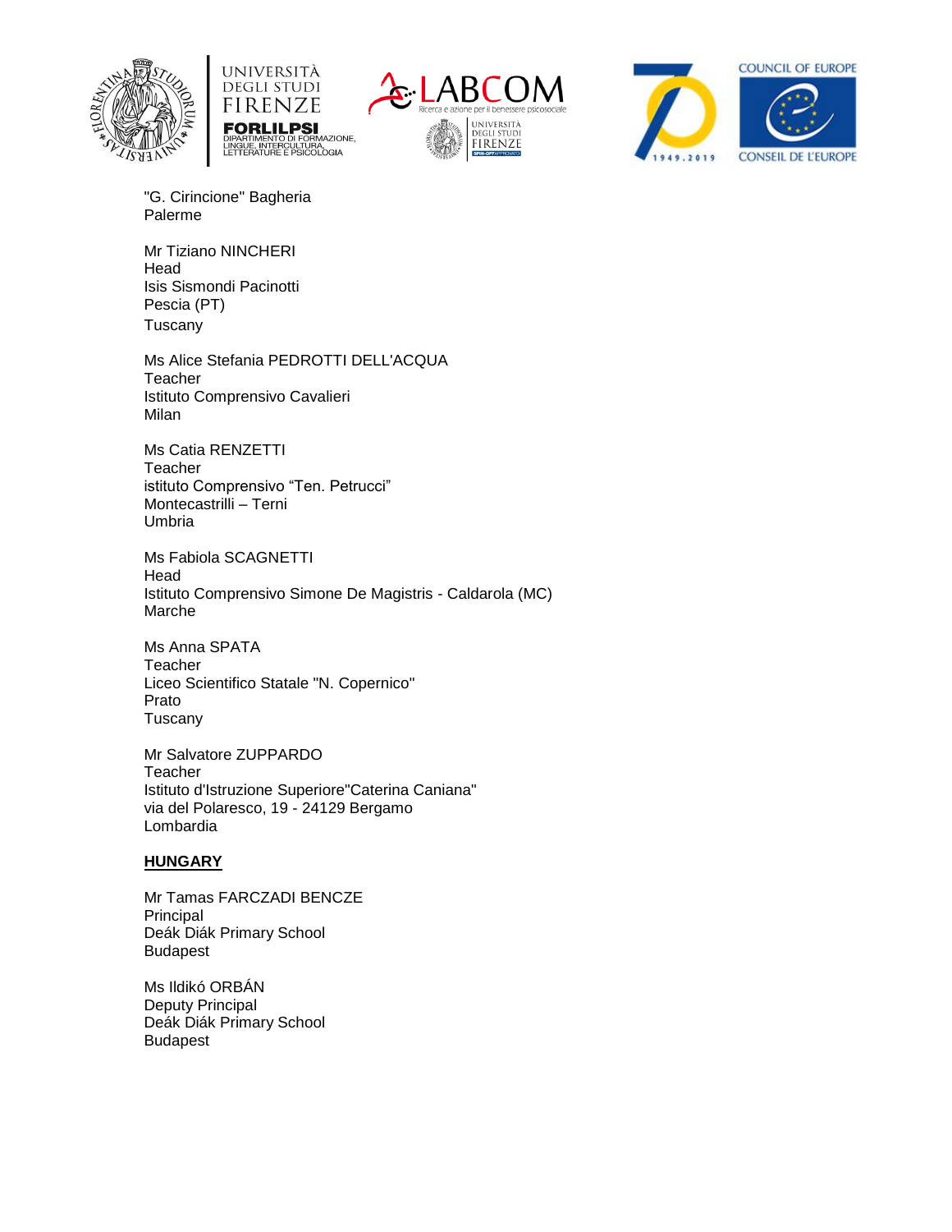"G. Cirincione" Bagheria
Palerme

Mr Tiziano NINCHERI
Head
Isis Sismondi Pacinotti
Pescia (PT)
Tuscany

Ms Alice Stefania PEDROTTI DELL'ACQUA
Teacher
Istituto Comprensivo Cavalieri
Milan

Ms Catia RENZETTI
Teacher
istituto Comprensivo "Ten. Petrucci"
Montecastrilli – Terni
Umbria

Ms Fabiola SCAGNETTI
Head
Istituto Comprensivo Simone De Magistris - Caldarola (MC)
Marche

Ms Anna SPATA
Teacher
Liceo Scientifico Statale "N. Copernico"
Prato
Tuscany

Mr Salvatore ZUPPARDO
Teacher
Istituto d'Istruzione Superiore"Caterina Caniana"
via del Polaresco, 19 - 24129 Bergamo
Lombardia

**HUNGARY**

Mr Tamas FARCZADI BENCZE
Principal
Deák Diák Primary School
Budapest

Ms Ildikó ORBÁN
Deputy Principal
Deák Diák Primary School
Budapest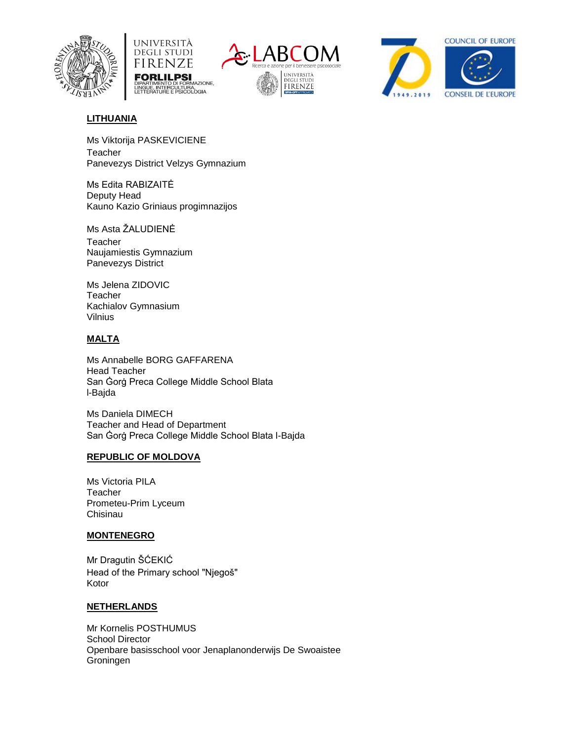## LITHUANIA

Ms Viktorija PASKEVICIENE
Teacher
Panevezys District Velzys Gymnazium

Ms Edita RABIZAITĖ
Deputy Head
Kauno Kazio Griniaus progimnazijos

Ms Asta ŽALUDIENĖ
Teacher
Naujamiestis Gymnazium
Panevezys District

Ms Jelena ZIDOVIC
Teacher
Kachialov Gymnasium
Vilnius

## MALTA

Ms Annabelle BORG GAFFARENA
Head Teacher
San Ġorġ Preca College Middle School Blata
l-Bajda

Ms Daniela DIMECH
Teacher and Head of Department
San Ġorġ Preca College Middle School Blata l-Bajda

## REPUBLIC OF MOLDOVA

Ms Victoria PILA
Teacher
Prometeu-Prim Lyceum
Chisinau

## MONTENEGRO

Mr Dragutin ŠĆEKIĆ
Head of the Primary school "Njegoš"
Kotor

## NETHERLANDS

Mr Kornelis POSTHUMUS
School Director
Openbare basisschool voor Jenaplanonderwijs De Swoaistee
Groningen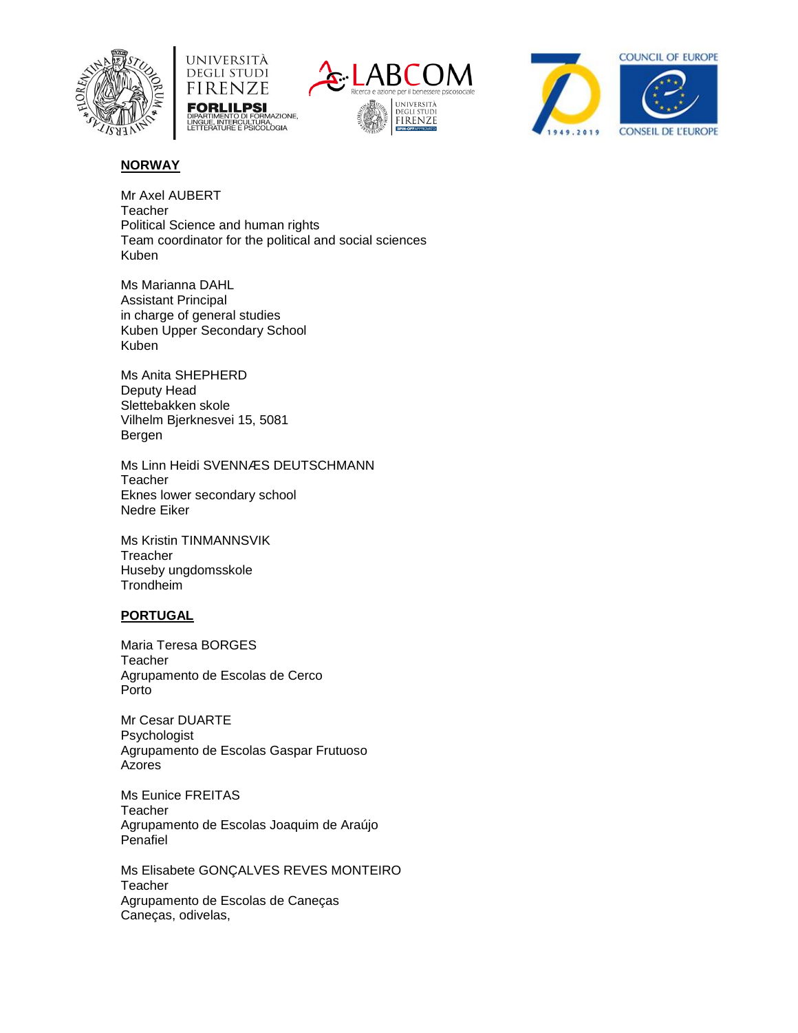**NORWAY**

Mr Axel AUBERT
Teacher
Political Science and human rights
Team coordinator for the political and social sciences
Kuben

Ms Marianna DAHL
Assistant Principal
in charge of general studies
Kuben Upper Secondary School
Kuben

Ms Anita SHEPHERD
Deputy Head
Slettebakken skole
Vilhelm Bjerknesvei 15, 5081
Bergen

Ms Linn Heidi SVENNÆS DEUTSCHMANN
Teacher
Eknes lower secondary school
Nedre Eiker

Ms Kristin TINMANNSVIK
Treacher
Huseby ungdomsskole
Trondheim

**PORTUGAL**

Maria Teresa BORGES
Teacher
Agrupamento de Escolas de Cerco
Porto

Mr Cesar DUARTE
Psychologist
Agrupamento de Escolas Gaspar Frutuoso
Azores

Ms Eunice FREITAS
Teacher
Agrupamento de Escolas Joaquim de Araújo
Penafiel

Ms Elisabete GONÇALVES REVES MONTEIRO
Teacher
Agrupamento de Escolas de Caneças
Caneças, odivelas,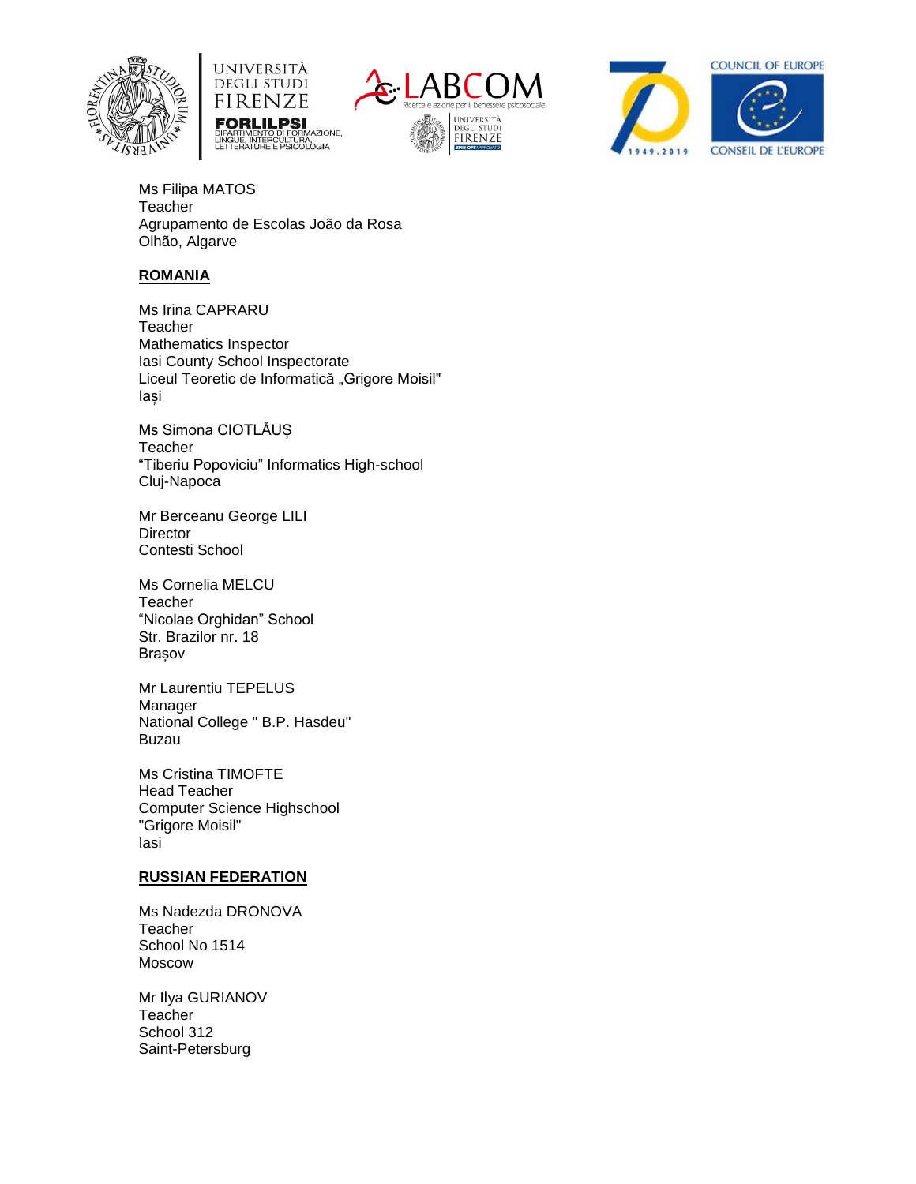Ms Filipa MATOS
Teacher
Agrupamento de Escolas João da Rosa
Olhão, Algarve

**ROMANIA**

Ms Irina CAPRARU
Teacher
Mathematics Inspector
Iasi County School Inspectorate
Liceul Teoretic de Informatică „Grigore Moisil"
Iași

Ms Simona CIOTLĂUȘ
Teacher
"Tiberiu Popoviciu" Informatics High-school
Cluj-Napoca

Mr Berceanu George LILI
Director
Contesti School

Ms Cornelia MELCU
Teacher
"Nicolae Orghidan" School
Str. Brazilor nr. 18
Brașov

Mr Laurentiu TEPELUS
Manager
National College " B.P. Hasdeu"
Buzau

Ms Cristina TIMOFTE
Head Teacher
Computer Science Highschool
"Grigore Moisil"
Iasi

**RUSSIAN FEDERATION**

Ms Nadezda DRONOVA
Teacher
School No 1514
Moscow

Mr Ilya GURIANOV
Teacher
School 312
Saint-Petersburg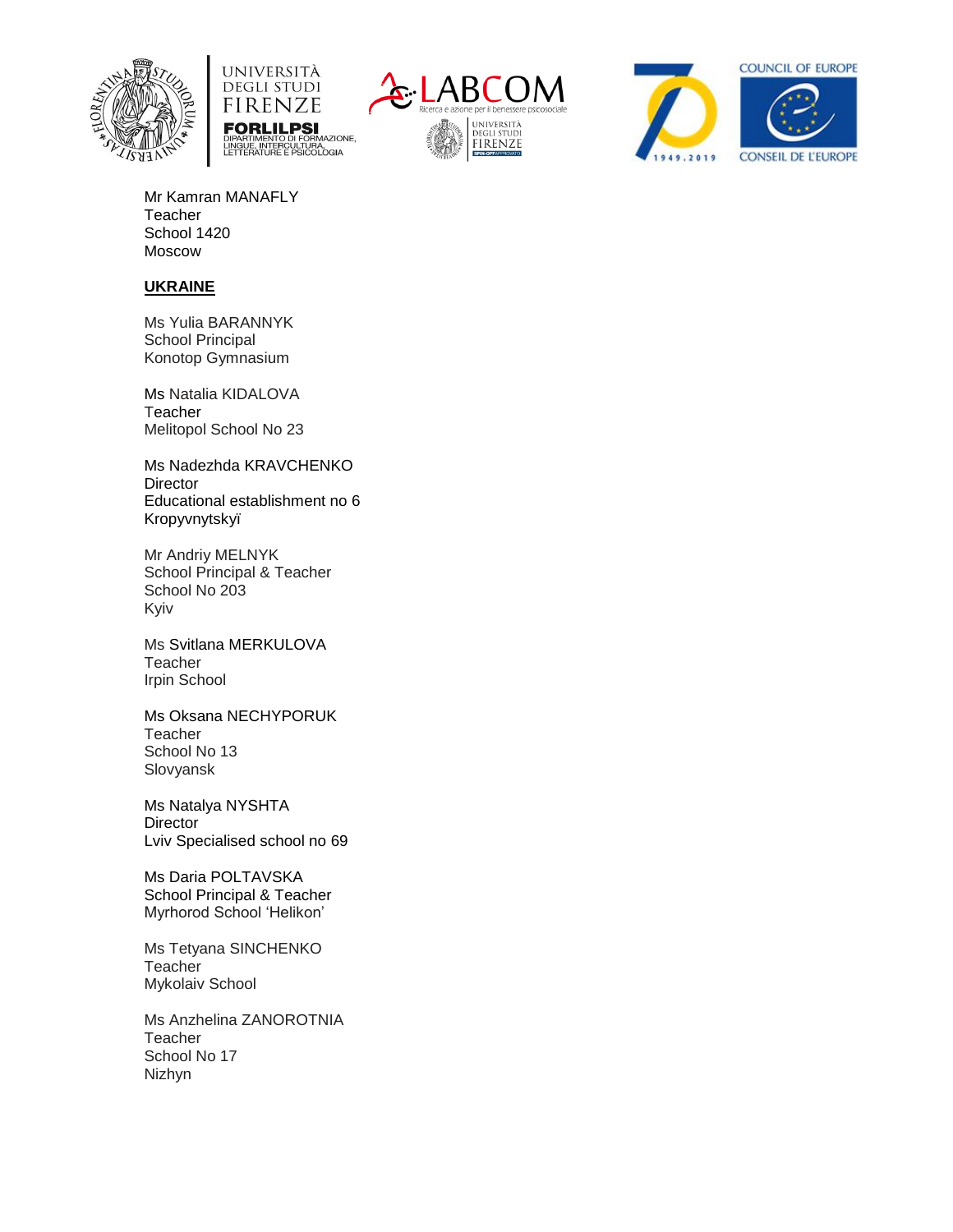Mr Kamran MANAFLY
Teacher
School 1420
Moscow

**UKRAINE**

Ms Yulia BARANNYK
School Principal
Konotop Gymnasium

Ms Natalia KIDALOVA
Teacher
Melitopol School No 23

Ms Nadezhda KRAVCHENKO
Director
Educational establishment no 6
Kropyvnytskyï

Mr Andriy MELNYK
School Principal & Teacher
School No 203
Kyiv

Ms Svitlana MERKULOVA
Teacher
Irpin School

Ms Oksana NECHYPORUK
Teacher
School No 13
Slovyansk

Ms Natalya NYSHTA
Director
Lviv Specialised school no 69

Ms Daria POLTAVSKA
School Principal & Teacher
Myrhorod School 'Helikon'

Ms Tetyana SINCHENKO
Teacher
Mykolaiv School

Ms Anzhelina ZANOROTNIA
Teacher
School No 17
Nizhyn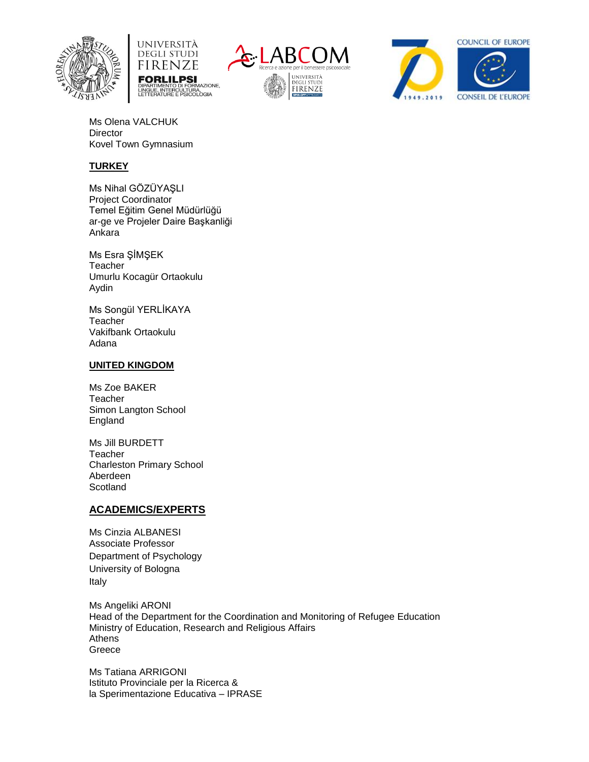Ms Olena VALCHUK
Director
Kovel Town Gymnasium

**TURKEY**

Ms Nihal GÖZÜYAŞLI
Project Coordinator
Temel Eğitim Genel Müdürlüğü
ar-ge ve Projeler Daire Başkanliği
Ankara

Ms Esra ŞİMŞEK
Teacher
Umurlu Kocagür Ortaokulu
Aydin

Ms Songül YERLİKAYA
Teacher
Vakifbank Ortaokulu
Adana

**UNITED KINGDOM**

Ms Zoe BAKER
Teacher
Simon Langton School
England

Ms Jill BURDETT
Teacher
Charleston Primary School
Aberdeen
Scotland

**ACADEMICS/EXPERTS**

Ms Cinzia ALBANESI
Associate Professor
Department of Psychology
University of Bologna
Italy

Ms Angeliki ARONI
Head of the Department for the Coordination and Monitoring of Refugee Education
Ministry of Education, Research and Religious Affairs
Athens
Greece

Ms Tatiana ARRIGONI
Istituto Provinciale per la Ricerca &
la Sperimentazione Educativa – IPRASE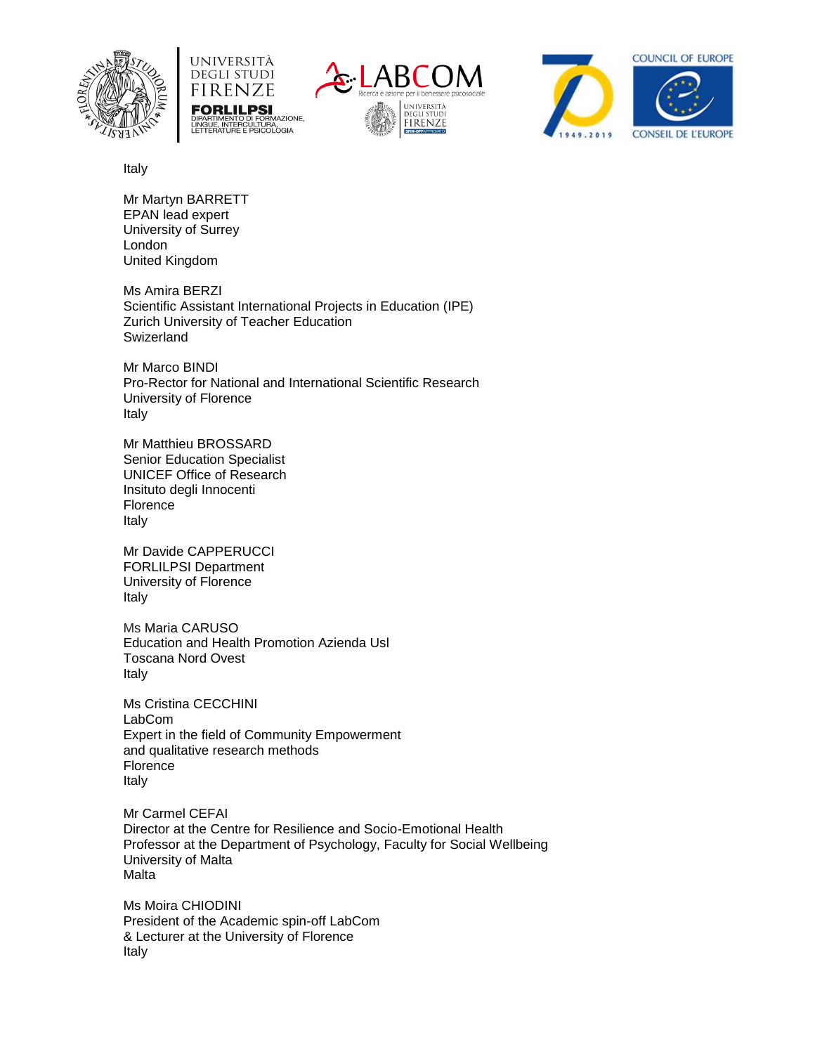Italy

Mr Martyn BARRETT
EPAN lead expert
University of Surrey
London
United Kingdom

Ms Amira BERZI
Scientific Assistant International Projects in Education (IPE)
Zurich University of Teacher Education
Swizerland

Mr Marco BINDI
Pro-Rector for National and International Scientific Research
University of Florence
Italy

Mr Matthieu BROSSARD
Senior Education Specialist
UNICEF Office of Research
Insituto degli Innocenti
Florence
Italy

Mr Davide CAPPERUCCI
FORLILPSI Department
University of Florence
Italy

Ms Maria CARUSO
Education and Health Promotion Azienda Usl
Toscana Nord Ovest
Italy

Ms Cristina CECCHINI
LabCom
Expert in the field of Community Empowerment
and qualitative research methods
Florence
Italy

Mr Carmel CEFAI
Director at the Centre for Resilience and Socio-Emotional Health
Professor at the Department of Psychology, Faculty for Social Wellbeing
University of Malta
Malta

Ms Moira CHIODINI
President of the Academic spin-off LabCom
& Lecturer at the University of Florence
Italy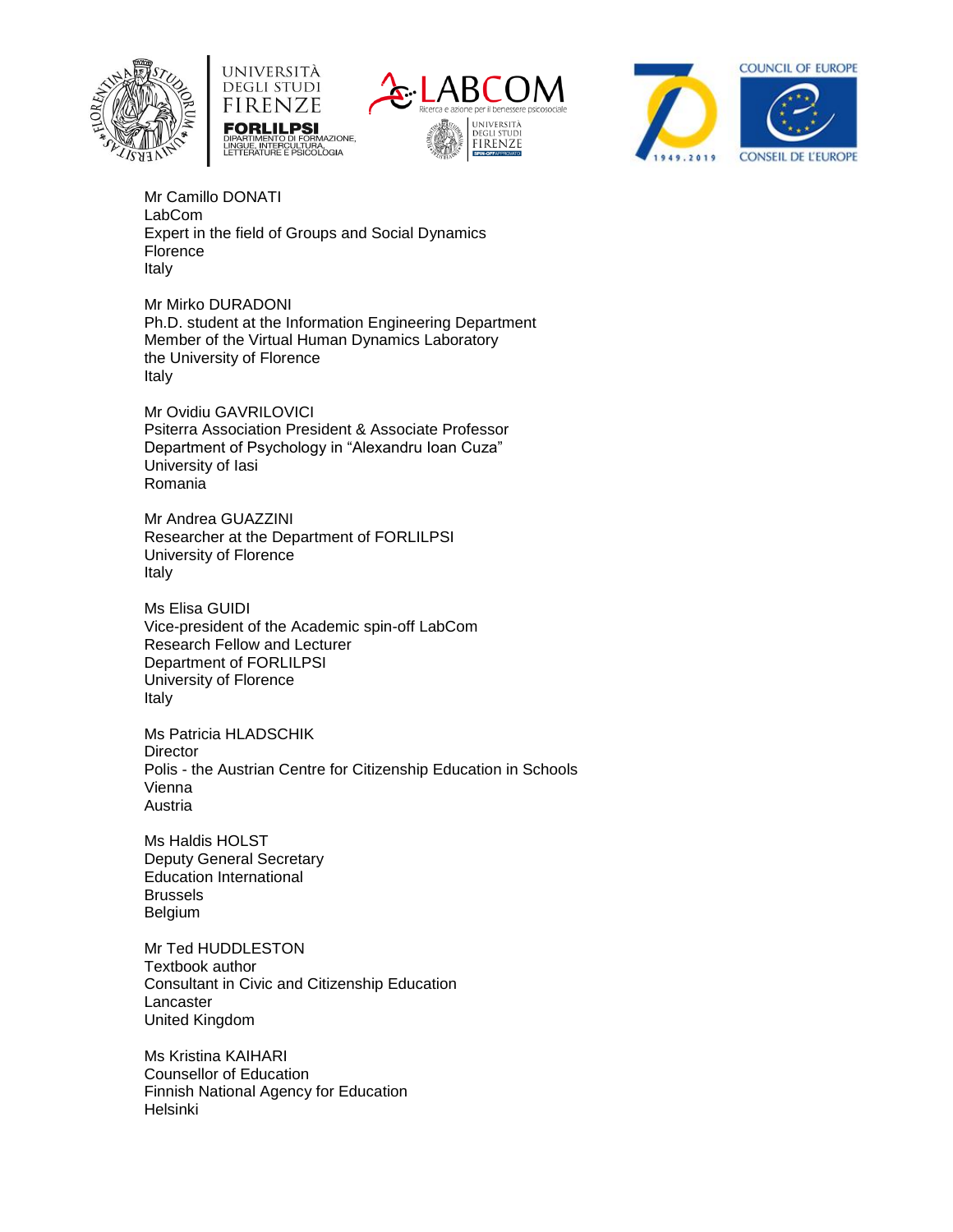Mr Camillo DONATI
LabCom
Expert in the field of Groups and Social Dynamics
Florence
Italy

Mr Mirko DURADONI
Ph.D. student at the Information Engineering Department
Member of the Virtual Human Dynamics Laboratory
the University of Florence
Italy

Mr Ovidiu GAVRILOVICI
Psiterra Association President & Associate Professor
Department of Psychology in "Alexandru Ioan Cuza"
University of Iasi
Romania

Mr Andrea GUAZZINI
Researcher at the Department of FORLILPSI
University of Florence
Italy

Ms Elisa GUIDI
Vice-president of the Academic spin-off LabCom
Research Fellow and Lecturer
Department of FORLILPSI
University of Florence
Italy

Ms Patricia HLADSCHIK
Director
Polis - the Austrian Centre for Citizenship Education in Schools
Vienna
Austria

Ms Haldis HOLST
Deputy General Secretary
Education International
Brussels
Belgium

Mr Ted HUDDLESTON
Textbook author
Consultant in Civic and Citizenship Education
Lancaster
United Kingdom

Ms Kristina KAIHARI
Counsellor of Education
Finnish National Agency for Education
Helsinki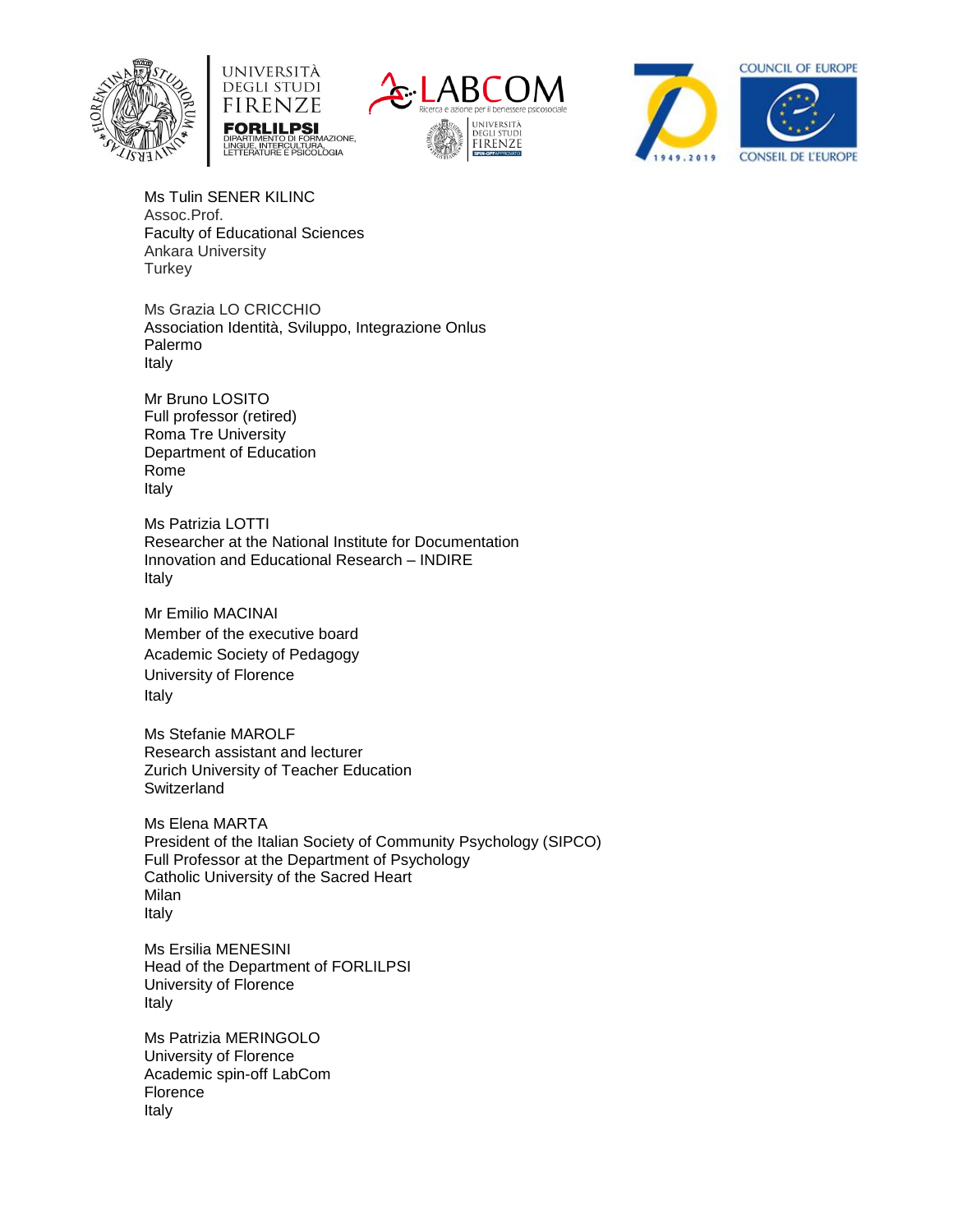Ms Tulin SENER KILINC
Assoc.Prof.
Faculty of Educational Sciences
Ankara University
Turkey

Ms Grazia LO CRICCHIO
Association Identità, Sviluppo, Integrazione Onlus
Palermo
Italy

Mr Bruno LOSITO
Full professor (retired)
Roma Tre University
Department of Education
Rome
Italy

Ms Patrizia LOTTI
Researcher at the National Institute for Documentation
Innovation and Educational Research – INDIRE
Italy

Mr Emilio MACINAI
Member of the executive board
Academic Society of Pedagogy
University of Florence
Italy

Ms Stefanie MAROLF
Research assistant and lecturer
Zurich University of Teacher Education
Switzerland

Ms Elena MARTA
President of the Italian Society of Community Psychology (SIPCO)
Full Professor at the Department of Psychology
Catholic University of the Sacred Heart
Milan
Italy

Ms Ersilia MENESINI
Head of the Department of FORLILPSI
University of Florence
Italy

Ms Patrizia MERINGOLO
University of Florence
Academic spin-off LabCom
Florence
Italy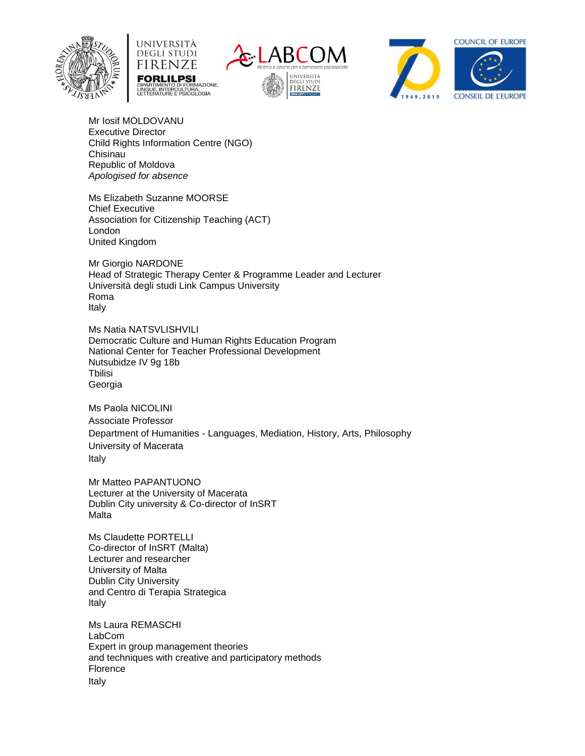Mr Iosif MOLDOVANU
Executive Director
Child Rights Information Centre (NGO)
Chisinau
Republic of Moldova
*Apologised for absence*

Ms Elizabeth Suzanne MOORSE
Chief Executive
Association for Citizenship Teaching (ACT)
London
United Kingdom

Mr Giorgio NARDONE
Head of Strategic Therapy Center & Programme Leader and Lecturer
Università degli studi Link Campus University
Roma
Italy

Ms Natia NATSVLISHVILI
Democratic Culture and Human Rights Education Program
National Center for Teacher Professional Development
Nutsubidze IV 9g 18b
Tbilisi
Georgia

Ms Paola NICOLINI
Associate Professor
Department of Humanities - Languages, Mediation, History, Arts, Philosophy
University of Macerata
Italy

Mr Matteo PAPANTUONO
Lecturer at the University of Macerata
Dublin City university & Co-director of InSRT
Malta

Ms Claudette PORTELLI
Co-director of InSRT (Malta)
Lecturer and researcher
University of Malta
Dublin City University
and Centro di Terapia Strategica
Italy

Ms Laura REMASCHI
LabCom
Expert in group management theories
and techniques with creative and participatory methods
Florence
Italy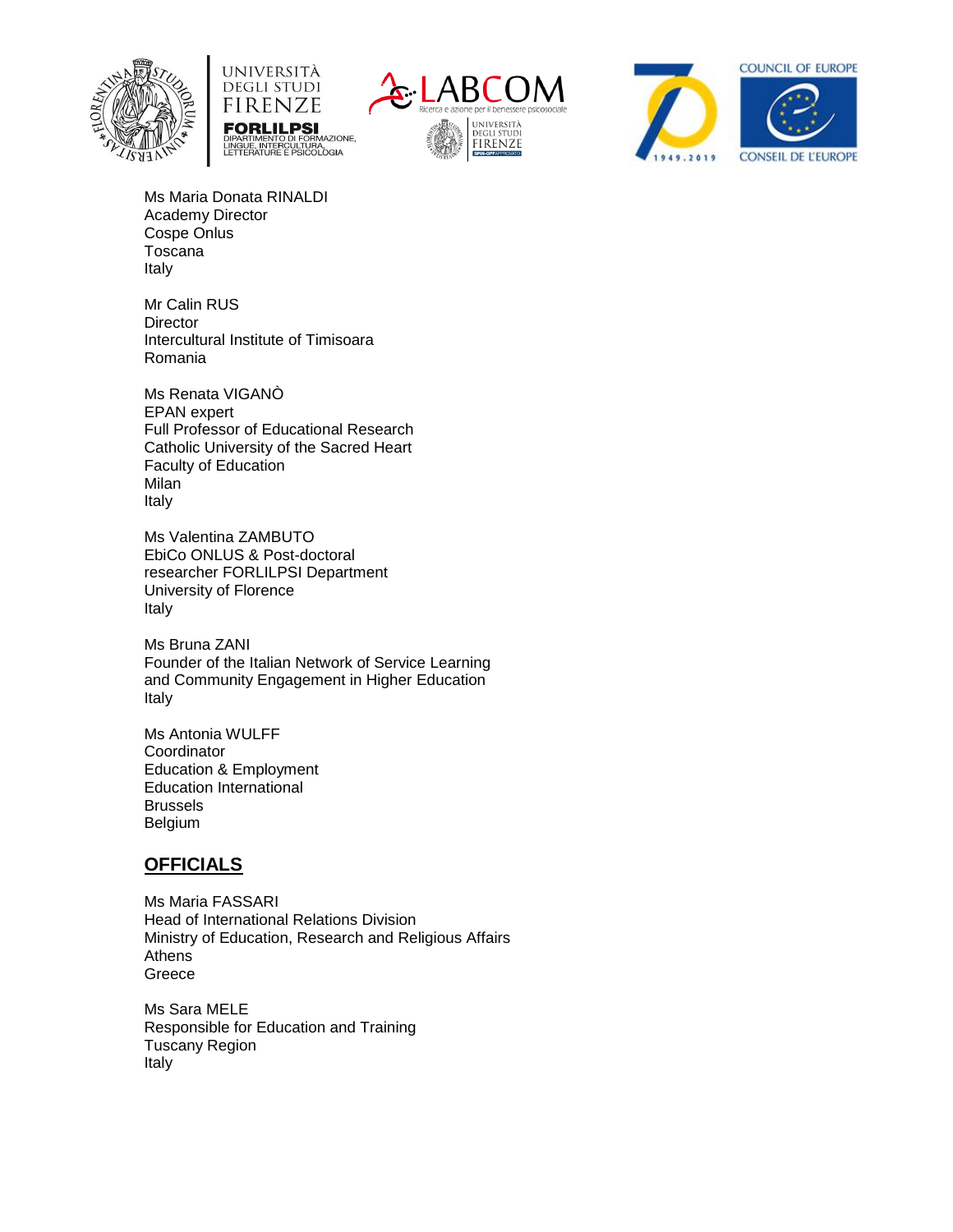Ms Maria Donata RINALDI
Academy Director
Cospe Onlus
Toscana
Italy

Mr Calin RUS
Director
Intercultural Institute of Timisoara
Romania

Ms Renata VIGANÒ
EPAN expert
Full Professor of Educational Research
Catholic University of the Sacred Heart
Faculty of Education
Milan
Italy

Ms Valentina ZAMBUTO
EbiCo ONLUS & Post-doctoral
researcher FORLILPSI Department
University of Florence
Italy

Ms Bruna ZANI
Founder of the Italian Network of Service Learning
and Community Engagement in Higher Education
Italy

Ms Antonia WULFF
Coordinator
Education & Employment
Education International
Brussels
Belgium

## OFFICIALS

Ms Maria FASSARI
Head of International Relations Division
Ministry of Education, Research and Religious Affairs
Athens
Greece

Ms Sara MELE
Responsible for Education and Training
Tuscany Region
Italy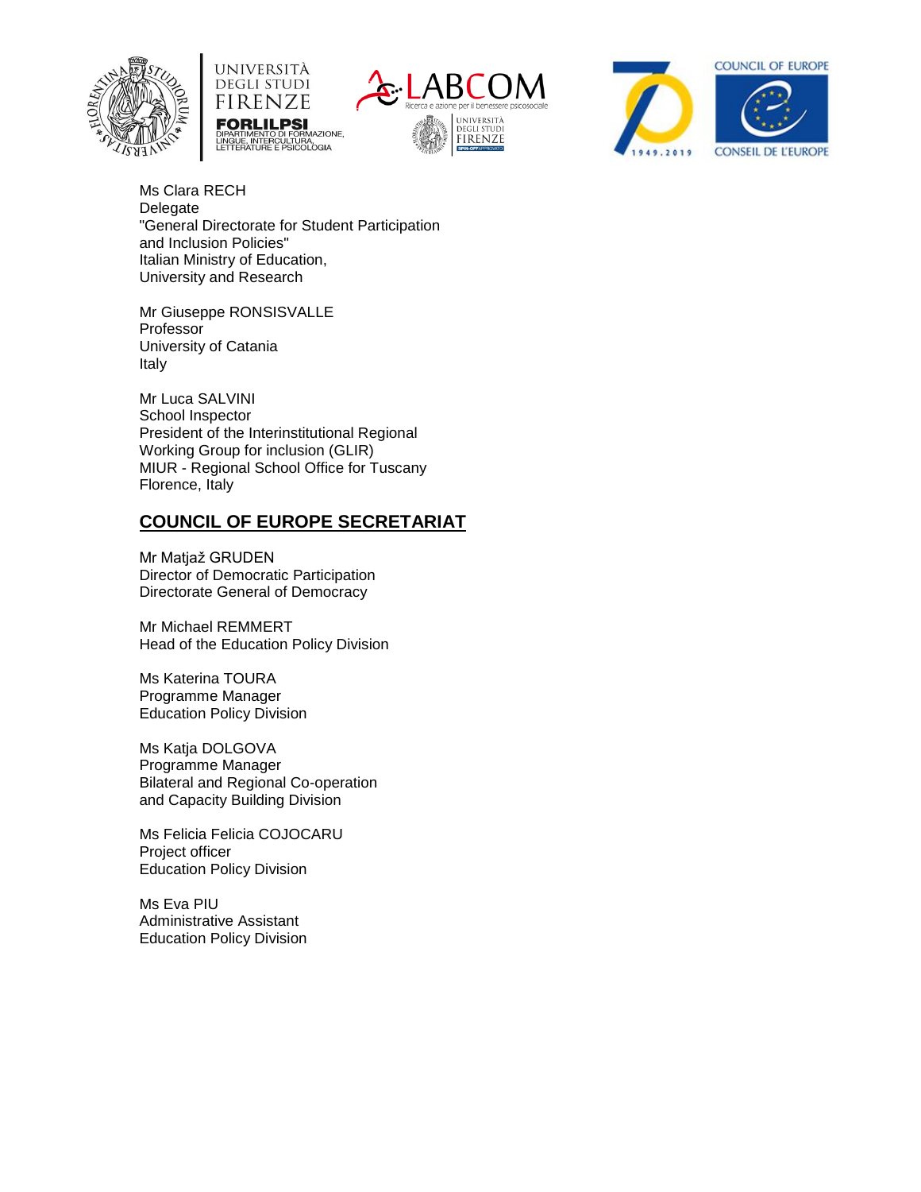Ms Clara RECH
Delegate
"General Directorate for Student Participation
and Inclusion Policies"
Italian Ministry of Education,
University and Research

Mr Giuseppe RONSISVALLE
Professor
University of Catania
Italy

Mr Luca SALVINI
School Inspector
President of the Interinstitutional Regional
Working Group for inclusion (GLIR)
MIUR - Regional School Office for Tuscany
Florence, Italy

## COUNCIL OF EUROPE SECRETARIAT

Mr Matjaž GRUDEN
Director of Democratic Participation
Directorate General of Democracy

Mr Michael REMMERT
Head of the Education Policy Division

Ms Katerina TOURA
Programme Manager
Education Policy Division

Ms Katja DOLGOVA
Programme Manager
Bilateral and Regional Co-operation
and Capacity Building Division

Ms Felicia Felicia COJOCARU
Project officer
Education Policy Division

Ms Eva PIU
Administrative Assistant
Education Policy Division